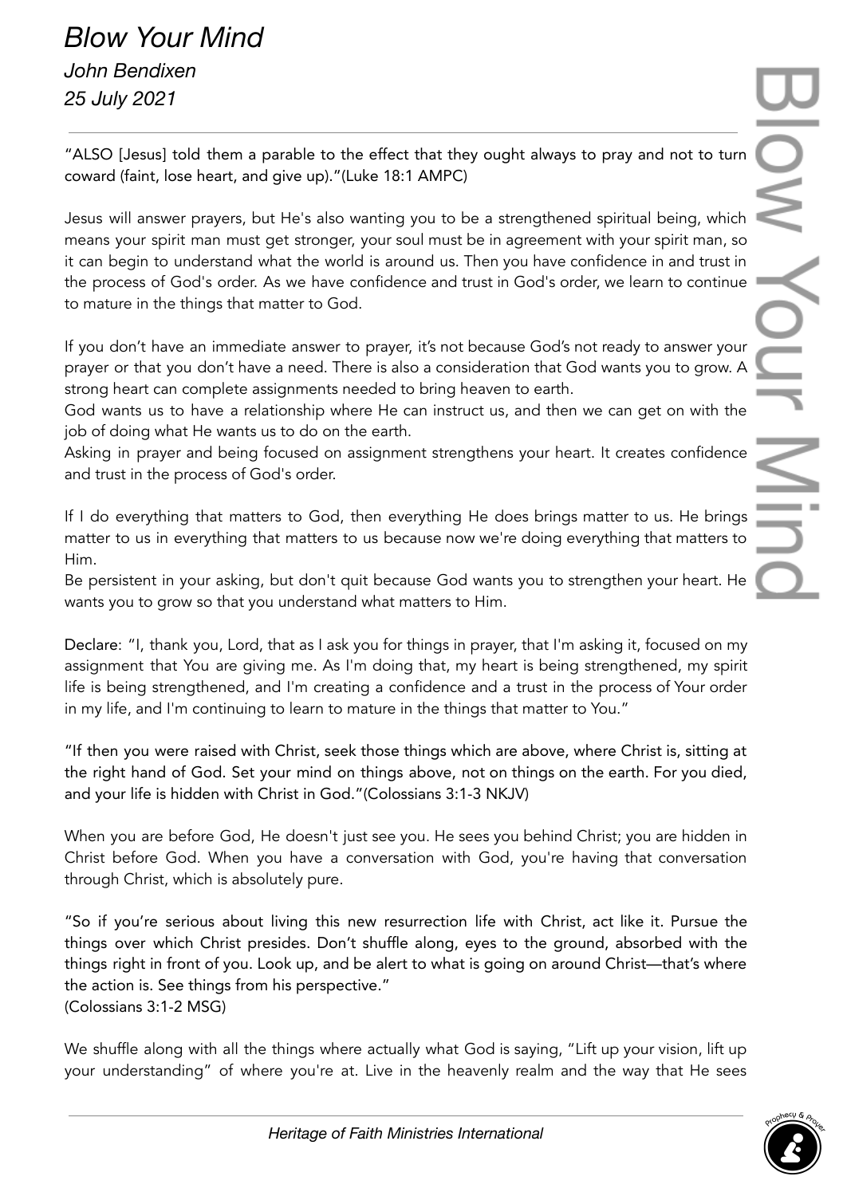# *Blow Your Mind*

*John Bendixen*

*25 July 2021*

---

"ALSO [Jesus] told them a parable to the effect that they ought always to pray and not to turn coward (faint, lose heart, and give up)."(Luke 18:1 AMPC)

Jesus will answer prayers, but He's also wanting you to be a strengthened spiritual being, which means your spirit man must get stronger, your soul must be in agreement with your spirit man, so it can begin to understand what the world is around us. Then you have confidence in and trust in the process of God's order. As we have confidence and trust in God's order, we learn to continue to mature in the things that matter to God.

If you don't have an immediate answer to prayer, it's not because God's not ready to answer your prayer or that you don't have a need. There is also a consideration that God wants you to grow. A strong heart can complete assignments needed to bring heaven to earth.

God wants us to have a relationship where He can instruct us, and then we can get on with the job of doing what He wants us to do on the earth.

Asking in prayer and being focused on assignment strengthens your heart. It creates confidence and trust in the process of God's order.

If I do everything that matters to God, then everything He does brings matter to us. He brings matter to us in everything that matters to us because now we're doing everything that matters to Him.

Be persistent in your asking, but don't quit because God wants you to strengthen your heart. He wants you to grow so that you understand what matters to Him.

Declare: "I, thank you, Lord, that as I ask you for things in prayer, that I'm asking it, focused on my assignment that You are giving me. As I'm doing that, my heart is being strengthened, my spirit life is being strengthened, and I'm creating a confidence and a trust in the process of Your order in my life, and I'm continuing to learn to mature in the things that matter to You."

"If then you were raised with Christ, seek those things which are above, where Christ is, sitting at the right hand of God. Set your mind on things above, not on things on the earth. For you died, and your life is hidden with Christ in God."(Colossians 3:1-3 NKJV)

When you are before God, He doesn't just see you. He sees you behind Christ; you are hidden in Christ before God. When you have a conversation with God, you're having that conversation through Christ, which is absolutely pure.

"So if you're serious about living this new resurrection life with Christ, act like it. Pursue the things over which Christ presides. Don't shuffle along, eyes to the ground, absorbed with the things right in front of you. Look up, and be alert to what is going on around Christ—that's where the action is. See things from his perspective."
(Colossians 3:1-2 MSG)

We shuffle along with all the things where actually what God is saying, "Lift up your vision, lift up your understanding" of where you're at. Live in the heavenly realm and the way that He sees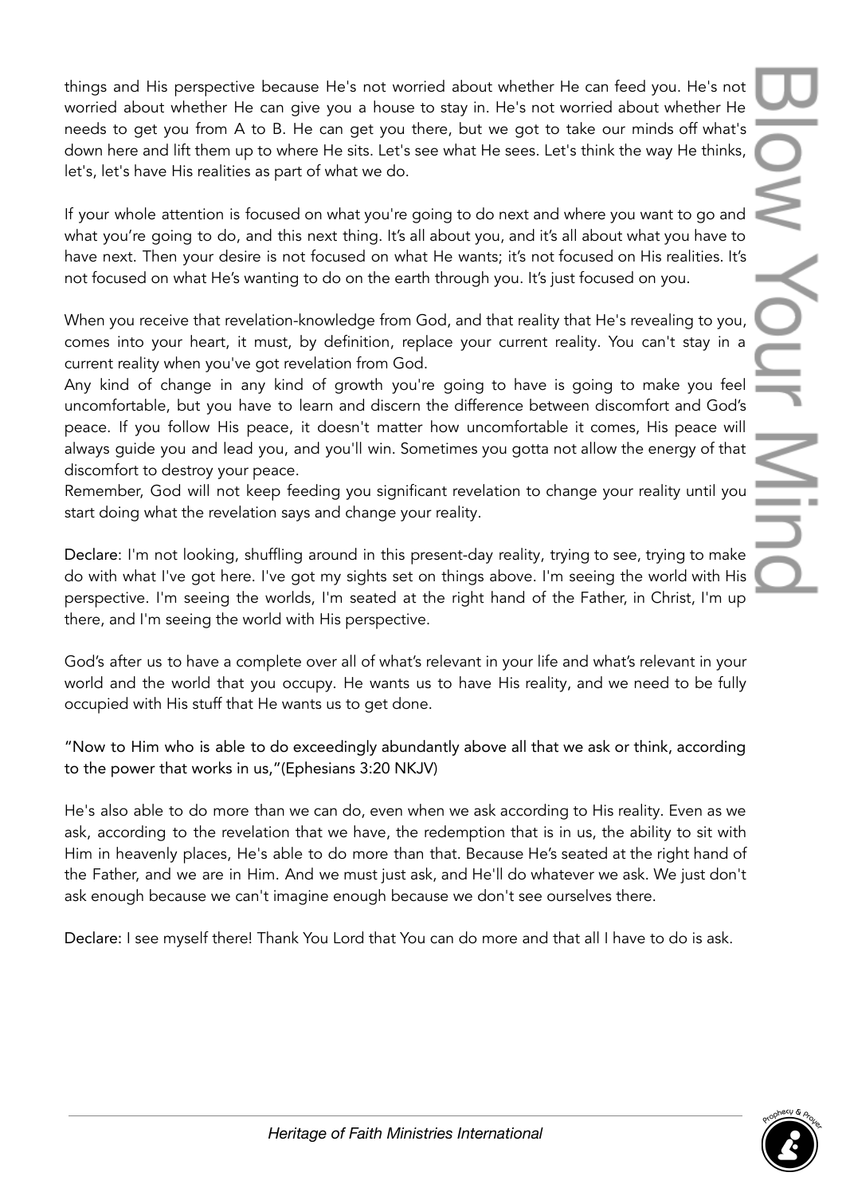things and His perspective because He's not worried about whether He can feed you. He's not worried about whether He can give you a house to stay in. He's not worried about whether He needs to get you from A to B. He can get you there, but we got to take our minds off what's down here and lift them up to where He sits. Let's see what He sees. Let's think the way He thinks, let's, let's have His realities as part of what we do.

If your whole attention is focused on what you're going to do next and where you want to go and what you're going to do, and this next thing. It's all about you, and it's all about what you have to have next. Then your desire is not focused on what He wants; it's not focused on His realities. It's not focused on what He's wanting to do on the earth through you. It's just focused on you.

When you receive that revelation-knowledge from God, and that reality that He's revealing to you, comes into your heart, it must, by definition, replace your current reality. You can't stay in a current reality when you've got revelation from God.

Any kind of change in any kind of growth you're going to have is going to make you feel uncomfortable, but you have to learn and discern the difference between discomfort and God's peace. If you follow His peace, it doesn't matter how uncomfortable it comes, His peace will always guide you and lead you, and you'll win. Sometimes you gotta not allow the energy of that discomfort to destroy your peace.

Remember, God will not keep feeding you significant revelation to change your reality until you start doing what the revelation says and change your reality.

Declare: I'm not looking, shuffling around in this present-day reality, trying to see, trying to make do with what I've got here. I've got my sights set on things above. I'm seeing the world with His perspective. I'm seeing the worlds, I'm seated at the right hand of the Father, in Christ, I'm up there, and I'm seeing the world with His perspective.

God's after us to have a complete over all of what's relevant in your life and what's relevant in your world and the world that you occupy. He wants us to have His reality, and we need to be fully occupied with His stuff that He wants us to get done.

"Now to Him who is able to do exceedingly abundantly above all that we ask or think, according to the power that works in us,"(Ephesians 3:20 NKJV)

He's also able to do more than we can do, even when we ask according to His reality. Even as we ask, according to the revelation that we have, the redemption that is in us, the ability to sit with Him in heavenly places, He's able to do more than that. Because He's seated at the right hand of the Father, and we are in Him. And we must just ask, and He'll do whatever we ask. We just don't ask enough because we can't imagine enough because we don't see ourselves there.

Declare: I see myself there! Thank You Lord that You can do more and that all I have to do is ask.